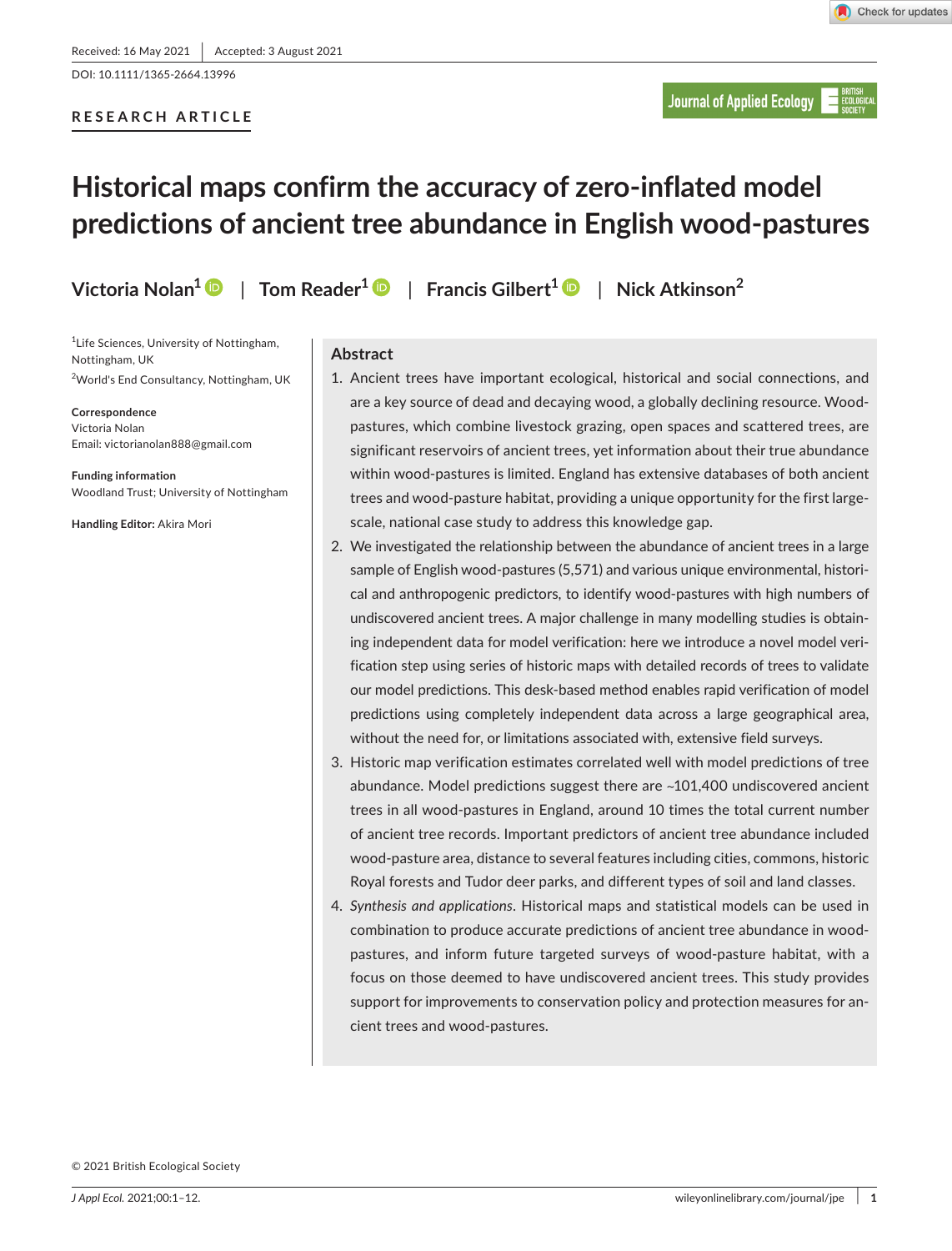Received: 16 May 2021 | Accepted: 3 August 2021

DOI: 10.1111/1365-2664.13996

RESEARCH ARTICLE

# Historical maps confirm the accuracy of zero-inflated model predictions of ancient tree abundance in English wood-pastures

Victoria Nolan[1] | Tom Reader[1] | Francis Gilbert[1] | Nick Atkinson[2]

[1]Life Sciences, University of Nottingham, Nottingham, UK

[2]World's End Consultancy, Nottingham, UK

**Correspondence**
Victoria Nolan
Email: victorianolan888@gmail.com

**Funding information**
Woodland Trust; University of Nottingham

**Handling Editor:** Akira Mori

## Abstract

1. Ancient trees have important ecological, historical and social connections, and are a key source of dead and decaying wood, a globally declining resource. Wood-pastures, which combine livestock grazing, open spaces and scattered trees, are significant reservoirs of ancient trees, yet information about their true abundance within wood-pastures is limited. England has extensive databases of both ancient trees and wood-pasture habitat, providing a unique opportunity for the first large-scale, national case study to address this knowledge gap.
2. We investigated the relationship between the abundance of ancient trees in a large sample of English wood-pastures (5,571) and various unique environmental, historical and anthropogenic predictors, to identify wood-pastures with high numbers of undiscovered ancient trees. A major challenge in many modelling studies is obtaining independent data for model verification: here we introduce a novel model verification step using series of historic maps with detailed records of trees to validate our model predictions. This desk-based method enables rapid verification of model predictions using completely independent data across a large geographical area, without the need for, or limitations associated with, extensive field surveys.
3. Historic map verification estimates correlated well with model predictions of tree abundance. Model predictions suggest there are ~101,400 undiscovered ancient trees in all wood-pastures in England, around 10 times the total current number of ancient tree records. Important predictors of ancient tree abundance included wood-pasture area, distance to several features including cities, commons, historic Royal forests and Tudor deer parks, and different types of soil and land classes.
4. *Synthesis and applications*. Historical maps and statistical models can be used in combination to produce accurate predictions of ancient tree abundance in wood-pastures, and inform future targeted surveys of wood-pasture habitat, with a focus on those deemed to have undiscovered ancient trees. This study provides support for improvements to conservation policy and protection measures for ancient trees and wood-pastures.

© 2021 British Ecological Society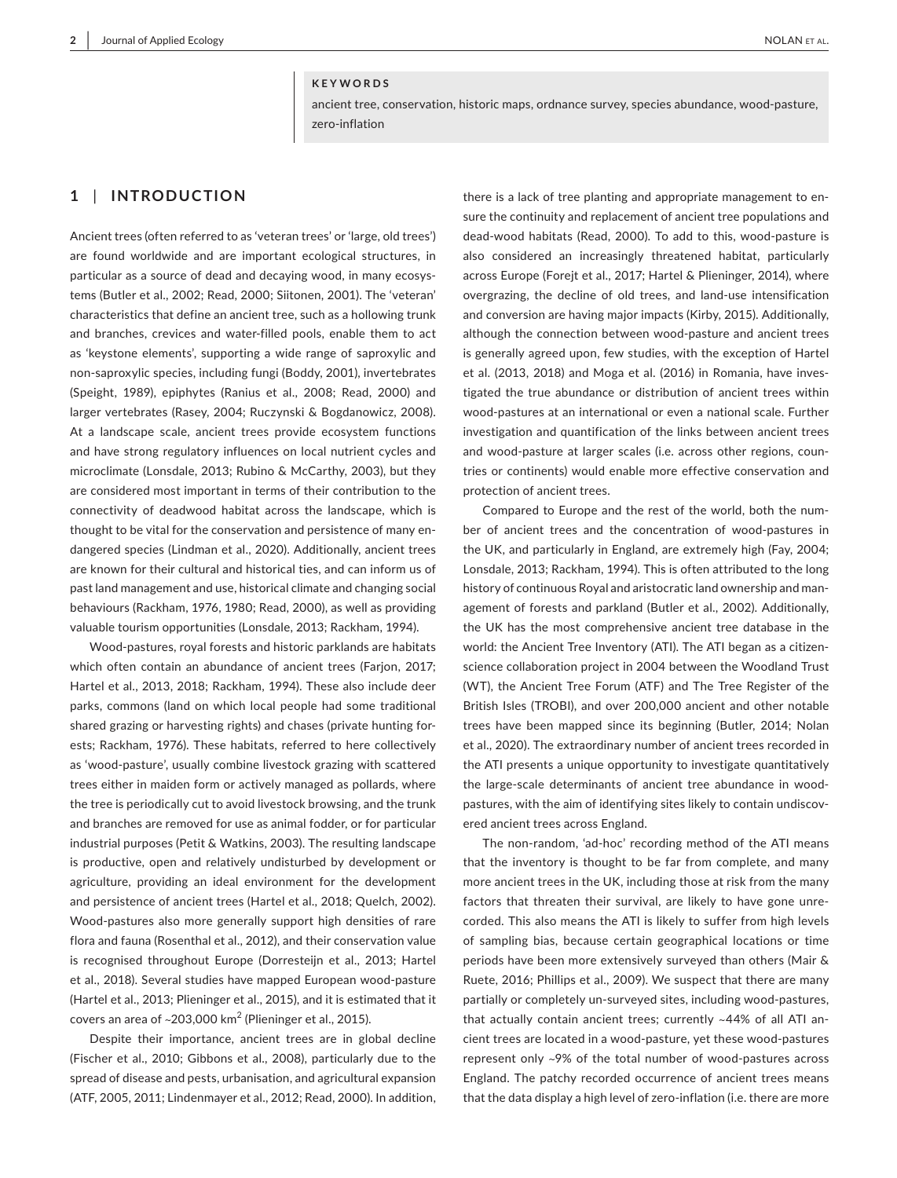**KEYWORDS**

ancient tree, conservation, historic maps, ordnance survey, species abundance, wood-pasture, zero-inflation

## 1 | INTRODUCTION

Ancient trees (often referred to as 'veteran trees' or 'large, old trees') are found worldwide and are important ecological structures, in particular as a source of dead and decaying wood, in many ecosystems (Butler et al., 2002; Read, 2000; Siitonen, 2001). The 'veteran' characteristics that define an ancient tree, such as a hollowing trunk and branches, crevices and water-filled pools, enable them to act as 'keystone elements', supporting a wide range of saproxylic and non-saproxylic species, including fungi (Boddy, 2001), invertebrates (Speight, 1989), epiphytes (Ranius et al., 2008; Read, 2000) and larger vertebrates (Rasey, 2004; Ruczynski & Bogdanowicz, 2008). At a landscape scale, ancient trees provide ecosystem functions and have strong regulatory influences on local nutrient cycles and microclimate (Lonsdale, 2013; Rubino & McCarthy, 2003), but they are considered most important in terms of their contribution to the connectivity of deadwood habitat across the landscape, which is thought to be vital for the conservation and persistence of many endangered species (Lindman et al., 2020). Additionally, ancient trees are known for their cultural and historical ties, and can inform us of past land management and use, historical climate and changing social behaviours (Rackham, 1976, 1980; Read, 2000), as well as providing valuable tourism opportunities (Lonsdale, 2013; Rackham, 1994).

Wood-pastures, royal forests and historic parklands are habitats which often contain an abundance of ancient trees (Farjon, 2017; Hartel et al., 2013, 2018; Rackham, 1994). These also include deer parks, commons (land on which local people had some traditional shared grazing or harvesting rights) and chases (private hunting forests; Rackham, 1976). These habitats, referred to here collectively as 'wood-pasture', usually combine livestock grazing with scattered trees either in maiden form or actively managed as pollards, where the tree is periodically cut to avoid livestock browsing, and the trunk and branches are removed for use as animal fodder, or for particular industrial purposes (Petit & Watkins, 2003). The resulting landscape is productive, open and relatively undisturbed by development or agriculture, providing an ideal environment for the development and persistence of ancient trees (Hartel et al., 2018; Quelch, 2002). Wood-pastures also more generally support high densities of rare flora and fauna (Rosenthal et al., 2012), and their conservation value is recognised throughout Europe (Dorresteijn et al., 2013; Hartel et al., 2018). Several studies have mapped European wood-pasture (Hartel et al., 2013; Plieninger et al., 2015), and it is estimated that it covers an area of ~203,000 km$^2$ (Plieninger et al., 2015).

Despite their importance, ancient trees are in global decline (Fischer et al., 2010; Gibbons et al., 2008), particularly due to the spread of disease and pests, urbanisation, and agricultural expansion (ATF, 2005, 2011; Lindenmayer et al., 2012; Read, 2000). In addition, there is a lack of tree planting and appropriate management to ensure the continuity and replacement of ancient tree populations and dead-wood habitats (Read, 2000). To add to this, wood-pasture is also considered an increasingly threatened habitat, particularly across Europe (Forejt et al., 2017; Hartel & Plieninger, 2014), where overgrazing, the decline of old trees, and land-use intensification and conversion are having major impacts (Kirby, 2015). Additionally, although the connection between wood-pasture and ancient trees is generally agreed upon, few studies, with the exception of Hartel et al. (2013, 2018) and Moga et al. (2016) in Romania, have investigated the true abundance or distribution of ancient trees within wood-pastures at an international or even a national scale. Further investigation and quantification of the links between ancient trees and wood-pasture at larger scales (i.e. across other regions, countries or continents) would enable more effective conservation and protection of ancient trees.

Compared to Europe and the rest of the world, both the number of ancient trees and the concentration of wood-pastures in the UK, and particularly in England, are extremely high (Fay, 2004; Lonsdale, 2013; Rackham, 1994). This is often attributed to the long history of continuous Royal and aristocratic land ownership and management of forests and parkland (Butler et al., 2002). Additionally, the UK has the most comprehensive ancient tree database in the world: the Ancient Tree Inventory (ATI). The ATI began as a citizen-science collaboration project in 2004 between the Woodland Trust (WT), the Ancient Tree Forum (ATF) and The Tree Register of the British Isles (TROBI), and over 200,000 ancient and other notable trees have been mapped since its beginning (Butler, 2014; Nolan et al., 2020). The extraordinary number of ancient trees recorded in the ATI presents a unique opportunity to investigate quantitatively the large-scale determinants of ancient tree abundance in wood-pastures, with the aim of identifying sites likely to contain undiscovered ancient trees across England.

The non-random, 'ad-hoc' recording method of the ATI means that the inventory is thought to be far from complete, and many more ancient trees in the UK, including those at risk from the many factors that threaten their survival, are likely to have gone unrecorded. This also means the ATI is likely to suffer from high levels of sampling bias, because certain geographical locations or time periods have been more extensively surveyed than others (Mair & Ruete, 2016; Phillips et al., 2009). We suspect that there are many partially or completely un-surveyed sites, including wood-pastures, that actually contain ancient trees; currently ~44% of all ATI ancient trees are located in a wood-pasture, yet these wood-pastures represent only ~9% of the total number of wood-pastures across England. The patchy recorded occurrence of ancient trees means that the data display a high level of zero-inflation (i.e. there are more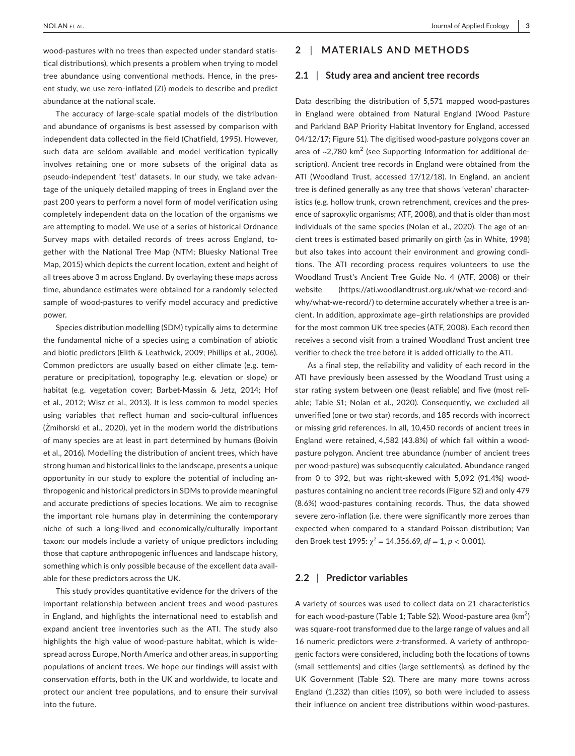wood-pastures with no trees than expected under standard statistical distributions), which presents a problem when trying to model tree abundance using conventional methods. Hence, in the present study, we use zero-inflated (ZI) models to describe and predict abundance at the national scale.

The accuracy of large-scale spatial models of the distribution and abundance of organisms is best assessed by comparison with independent data collected in the field (Chatfield, 1995). However, such data are seldom available and model verification typically involves retaining one or more subsets of the original data as pseudo-independent 'test' datasets. In our study, we take advantage of the uniquely detailed mapping of trees in England over the past 200 years to perform a novel form of model verification using completely independent data on the location of the organisms we are attempting to model. We use of a series of historical Ordnance Survey maps with detailed records of trees across England, together with the National Tree Map (NTM; Bluesky National Tree Map, 2015) which depicts the current location, extent and height of all trees above 3 m across England. By overlaying these maps across time, abundance estimates were obtained for a randomly selected sample of wood-pastures to verify model accuracy and predictive power.

Species distribution modelling (SDM) typically aims to determine the fundamental niche of a species using a combination of abiotic and biotic predictors (Elith & Leathwick, 2009; Phillips et al., 2006). Common predictors are usually based on either climate (e.g. temperature or precipitation), topography (e.g. elevation or slope) or habitat (e.g. vegetation cover; Barbet-Massin & Jetz, 2014; Hof et al., 2012; Wisz et al., 2013). It is less common to model species using variables that reflect human and socio-cultural influences (Żmihorski et al., 2020), yet in the modern world the distributions of many species are at least in part determined by humans (Boivin et al., 2016). Modelling the distribution of ancient trees, which have strong human and historical links to the landscape, presents a unique opportunity in our study to explore the potential of including anthropogenic and historical predictors in SDMs to provide meaningful and accurate predictions of species locations. We aim to recognise the important role humans play in determining the contemporary niche of such a long-lived and economically/culturally important taxon: our models include a variety of unique predictors including those that capture anthropogenic influences and landscape history, something which is only possible because of the excellent data available for these predictors across the UK.

This study provides quantitative evidence for the drivers of the important relationship between ancient trees and wood-pastures in England, and highlights the international need to establish and expand ancient tree inventories such as the ATI. The study also highlights the high value of wood-pasture habitat, which is widespread across Europe, North America and other areas, in supporting populations of ancient trees. We hope our findings will assist with conservation efforts, both in the UK and worldwide, to locate and protect our ancient tree populations, and to ensure their survival into the future.

## 2 | MATERIALS AND METHODS

### 2.1 | Study area and ancient tree records

Data describing the distribution of 5,571 mapped wood-pastures in England were obtained from Natural England (Wood Pasture and Parkland BAP Priority Habitat Inventory for England, accessed 04/12/17; Figure S1). The digitised wood-pasture polygons cover an area of ~2,780 km$^2$ (see Supporting Information for additional description). Ancient tree records in England were obtained from the ATI (Woodland Trust, accessed 17/12/18). In England, an ancient tree is defined generally as any tree that shows 'veteran' characteristics (e.g. hollow trunk, crown retrenchment, crevices and the presence of saproxylic organisms; ATF, 2008), and that is older than most individuals of the same species (Nolan et al., 2020). The age of ancient trees is estimated based primarily on girth (as in White, 1998) but also takes into account their environment and growing conditions. The ATI recording process requires volunteers to use the Woodland Trust's Ancient Tree Guide No. 4 (ATF, 2008) or their website (https://ati.woodlandtrust.org.uk/what-we-record-and-why/what-we-record/) to determine accurately whether a tree is ancient. In addition, approximate age–girth relationships are provided for the most common UK tree species (ATF, 2008). Each record then receives a second visit from a trained Woodland Trust ancient tree verifier to check the tree before it is added officially to the ATI.

As a final step, the reliability and validity of each record in the ATI have previously been assessed by the Woodland Trust using a star rating system between one (least reliable) and five (most reliable; Table S1; Nolan et al., 2020). Consequently, we excluded all unverified (one or two star) records, and 185 records with incorrect or missing grid references. In all, 10,450 records of ancient trees in England were retained, 4,582 (43.8%) of which fall within a wood-pasture polygon. Ancient tree abundance (number of ancient trees per wood-pasture) was subsequently calculated. Abundance ranged from 0 to 392, but was right-skewed with 5,092 (91.4%) wood-pastures containing no ancient tree records (Figure S2) and only 479 (8.6%) wood-pastures containing records. Thus, the data showed severe zero-inflation (i.e. there were significantly more zeroes than expected when compared to a standard Poisson distribution; Van den Broek test 1995: $\chi^2 = 14{,}356.69$, $df = 1$, $p < 0.001$).

### 2.2 | Predictor variables

A variety of sources was used to collect data on 21 characteristics for each wood-pasture (Table 1; Table S2). Wood-pasture area (km$^2$) was square-root transformed due to the large range of values and all 16 numeric predictors were $z$-transformed. A variety of anthropogenic factors were considered, including both the locations of towns (small settlements) and cities (large settlements), as defined by the UK Government (Table S2). There are many more towns across England (1,232) than cities (109), so both were included to assess their influence on ancient tree distributions within wood-pastures.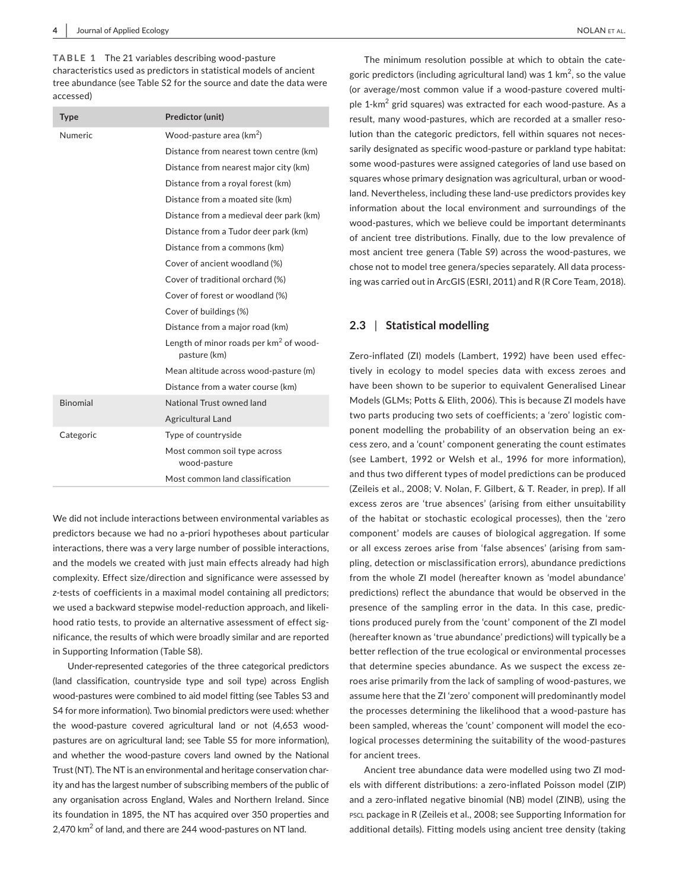**TABLE 1** The 21 variables describing wood-pasture characteristics used as predictors in statistical models of ancient tree abundance (see Table S2 for the source and date the data were accessed)

| Type | Predictor (unit) |
|---|---|
| Numeric | Wood-pasture area (km$^2$) |
| | Distance from nearest town centre (km) |
| | Distance from nearest major city (km) |
| | Distance from a royal forest (km) |
| | Distance from a moated site (km) |
| | Distance from a medieval deer park (km) |
| | Distance from a Tudor deer park (km) |
| | Distance from a commons (km) |
| | Cover of ancient woodland (%) |
| | Cover of traditional orchard (%) |
| | Cover of forest or woodland (%) |
| | Cover of buildings (%) |
| | Distance from a major road (km) |
| | Length of minor roads per km$^2$ of wood-pasture (km) |
| | Mean altitude across wood-pasture (m) |
| | Distance from a water course (km) |
| Binomial | National Trust owned land |
| | Agricultural Land |
| Categoric | Type of countryside |
| | Most common soil type across wood-pasture |
| | Most common land classification |

We did not include interactions between environmental variables as predictors because we had no a-priori hypotheses about particular interactions, there was a very large number of possible interactions, and the models we created with just main effects already had high complexity. Effect size/direction and significance were assessed by *z*-tests of coefficients in a maximal model containing all predictors; we used a backward stepwise model-reduction approach, and likelihood ratio tests, to provide an alternative assessment of effect significance, the results of which were broadly similar and are reported in Supporting Information (Table S8).

Under-represented categories of the three categorical predictors (land classification, countryside type and soil type) across English wood-pastures were combined to aid model fitting (see Tables S3 and S4 for more information). Two binomial predictors were used: whether the wood-pasture covered agricultural land or not (4,653 wood-pastures are on agricultural land; see Table S5 for more information), and whether the wood-pasture covers land owned by the National Trust (NT). The NT is an environmental and heritage conservation charity and has the largest number of subscribing members of the public of any organisation across England, Wales and Northern Ireland. Since its foundation in 1895, the NT has acquired over 350 properties and 2,470 km$^2$ of land, and there are 244 wood-pastures on NT land.

The minimum resolution possible at which to obtain the categoric predictors (including agricultural land) was 1 km$^2$, so the value (or average/most common value if a wood-pasture covered multiple 1-km$^2$ grid squares) was extracted for each wood-pasture. As a result, many wood-pastures, which are recorded at a smaller resolution than the categoric predictors, fell within squares not necessarily designated as specific wood-pasture or parkland type habitat: some wood-pastures were assigned categories of land use based on squares whose primary designation was agricultural, urban or woodland. Nevertheless, including these land-use predictors provides key information about the local environment and surroundings of the wood-pastures, which we believe could be important determinants of ancient tree distributions. Finally, due to the low prevalence of most ancient tree genera (Table S9) across the wood-pastures, we chose not to model tree genera/species separately. All data processing was carried out in ArcGIS (ESRI, 2011) and R (R Core Team, 2018).

## 2.3 | Statistical modelling

Zero-inflated (ZI) models (Lambert, 1992) have been used effectively in ecology to model species data with excess zeroes and have been shown to be superior to equivalent Generalised Linear Models (GLMs; Potts & Elith, 2006). This is because ZI models have two parts producing two sets of coefficients; a 'zero' logistic component modelling the probability of an observation being an excess zero, and a 'count' component generating the count estimates (see Lambert, 1992 or Welsh et al., 1996 for more information), and thus two different types of model predictions can be produced (Zeileis et al., 2008; V. Nolan, F. Gilbert, & T. Reader, in prep). If all excess zeros are 'true absences' (arising from either unsuitability of the habitat or stochastic ecological processes), then the 'zero component' models are causes of biological aggregation. If some or all excess zeroes arise from 'false absences' (arising from sampling, detection or misclassification errors), abundance predictions from the whole ZI model (hereafter known as 'model abundance' predictions) reflect the abundance that would be observed in the presence of the sampling error in the data. In this case, predictions produced purely from the 'count' component of the ZI model (hereafter known as 'true abundance' predictions) will typically be a better reflection of the true ecological or environmental processes that determine species abundance. As we suspect the excess zeroes arise primarily from the lack of sampling of wood-pastures, we assume here that the ZI 'zero' component will predominantly model the processes determining the likelihood that a wood-pasture has been sampled, whereas the 'count' component will model the ecological processes determining the suitability of the wood-pastures for ancient trees.

Ancient tree abundance data were modelled using two ZI models with different distributions: a zero-inflated Poisson model (ZIP) and a zero-inflated negative binomial (NB) model (ZINB), using the PSCL package in R (Zeileis et al., 2008; see Supporting Information for additional details). Fitting models using ancient tree density (taking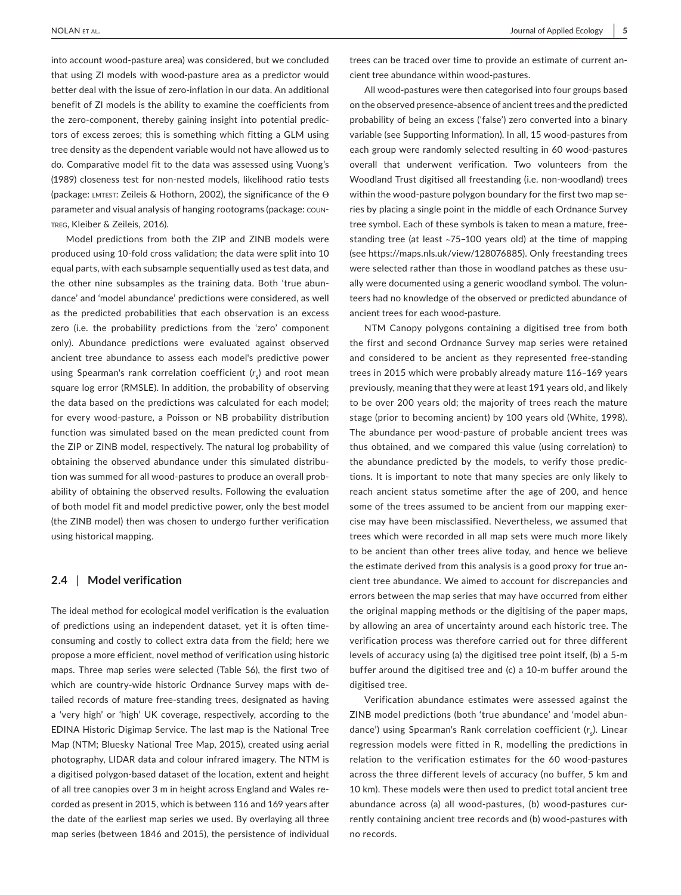into account wood-pasture area) was considered, but we concluded that using ZI models with wood-pasture area as a predictor would better deal with the issue of zero-inflation in our data. An additional benefit of ZI models is the ability to examine the coefficients from the zero-component, thereby gaining insight into potential predictors of excess zeroes; this is something which fitting a GLM using tree density as the dependent variable would not have allowed us to do. Comparative model fit to the data was assessed using Vuong's (1989) closeness test for non-nested models, likelihood ratio tests (package: LMTEST: Zeileis & Hothorn, 2002), the significance of the $\Theta$ parameter and visual analysis of hanging rootograms (package: COUNTREG, Kleiber & Zeileis, 2016).

Model predictions from both the ZIP and ZINB models were produced using 10-fold cross validation; the data were split into 10 equal parts, with each subsample sequentially used as test data, and the other nine subsamples as the training data. Both 'true abundance' and 'model abundance' predictions were considered, as well as the predicted probabilities that each observation is an excess zero (i.e. the probability predictions from the 'zero' component only). Abundance predictions were evaluated against observed ancient tree abundance to assess each model's predictive power using Spearman's rank correlation coefficient ($r_s$) and root mean square log error (RMSLE). In addition, the probability of observing the data based on the predictions was calculated for each model; for every wood-pasture, a Poisson or NB probability distribution function was simulated based on the mean predicted count from the ZIP or ZINB model, respectively. The natural log probability of obtaining the observed abundance under this simulated distribution was summed for all wood-pastures to produce an overall probability of obtaining the observed results. Following the evaluation of both model fit and model predictive power, only the best model (the ZINB model) then was chosen to undergo further verification using historical mapping.

## 2.4 | Model verification

The ideal method for ecological model verification is the evaluation of predictions using an independent dataset, yet it is often time-consuming and costly to collect extra data from the field; here we propose a more efficient, novel method of verification using historic maps. Three map series were selected (Table S6), the first two of which are country-wide historic Ordnance Survey maps with detailed records of mature free-standing trees, designated as having a 'very high' or 'high' UK coverage, respectively, according to the EDINA Historic Digimap Service. The last map is the National Tree Map (NTM; Bluesky National Tree Map, 2015), created using aerial photography, LIDAR data and colour infrared imagery. The NTM is a digitised polygon-based dataset of the location, extent and height of all tree canopies over 3 m in height across England and Wales recorded as present in 2015, which is between 116 and 169 years after the date of the earliest map series we used. By overlaying all three map series (between 1846 and 2015), the persistence of individual trees can be traced over time to provide an estimate of current ancient tree abundance within wood-pastures.

All wood-pastures were then categorised into four groups based on the observed presence-absence of ancient trees and the predicted probability of being an excess ('false') zero converted into a binary variable (see Supporting Information). In all, 15 wood-pastures from each group were randomly selected resulting in 60 wood-pastures overall that underwent verification. Two volunteers from the Woodland Trust digitised all freestanding (i.e. non-woodland) trees within the wood-pasture polygon boundary for the first two map series by placing a single point in the middle of each Ordnance Survey tree symbol. Each of these symbols is taken to mean a mature, freestanding tree (at least ~75–100 years old) at the time of mapping (see https://maps.nls.uk/view/128076885). Only freestanding trees were selected rather than those in woodland patches as these usually were documented using a generic woodland symbol. The volunteers had no knowledge of the observed or predicted abundance of ancient trees for each wood-pasture.

NTM Canopy polygons containing a digitised tree from both the first and second Ordnance Survey map series were retained and considered to be ancient as they represented free-standing trees in 2015 which were probably already mature 116–169 years previously, meaning that they were at least 191 years old, and likely to be over 200 years old; the majority of trees reach the mature stage (prior to becoming ancient) by 100 years old (White, 1998). The abundance per wood-pasture of probable ancient trees was thus obtained, and we compared this value (using correlation) to the abundance predicted by the models, to verify those predictions. It is important to note that many species are only likely to reach ancient status sometime after the age of 200, and hence some of the trees assumed to be ancient from our mapping exercise may have been misclassified. Nevertheless, we assumed that trees which were recorded in all map sets were much more likely to be ancient than other trees alive today, and hence we believe the estimate derived from this analysis is a good proxy for true ancient tree abundance. We aimed to account for discrepancies and errors between the map series that may have occurred from either the original mapping methods or the digitising of the paper maps, by allowing an area of uncertainty around each historic tree. The verification process was therefore carried out for three different levels of accuracy using (a) the digitised tree point itself, (b) a 5-m buffer around the digitised tree and (c) a 10-m buffer around the digitised tree.

Verification abundance estimates were assessed against the ZINB model predictions (both 'true abundance' and 'model abundance') using Spearman's Rank correlation coefficient ($r_s$). Linear regression models were fitted in R, modelling the predictions in relation to the verification estimates for the 60 wood-pastures across the three different levels of accuracy (no buffer, 5 km and 10 km). These models were then used to predict total ancient tree abundance across (a) all wood-pastures, (b) wood-pastures currently containing ancient tree records and (b) wood-pastures with no records.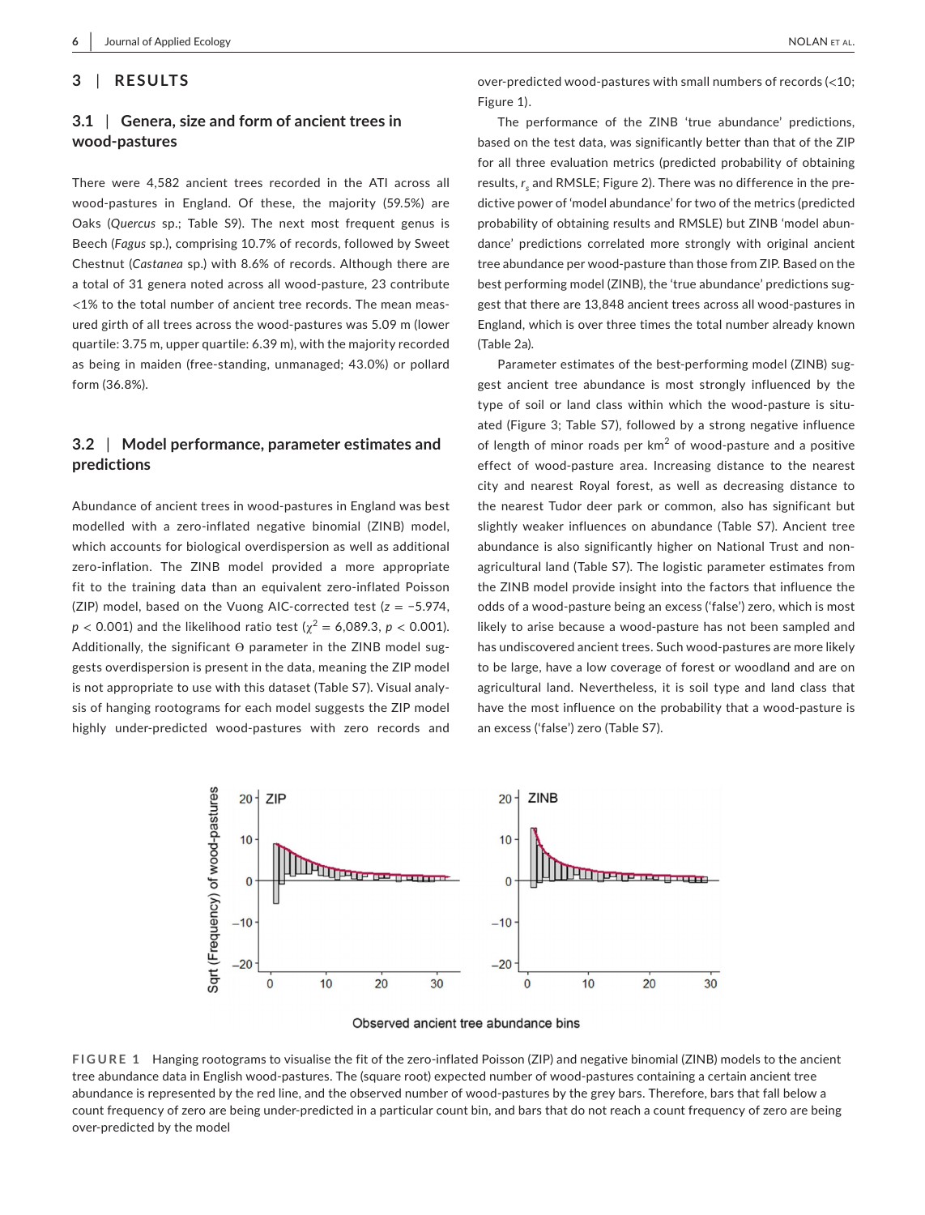## 3 | RESULTS

### 3.1 | Genera, size and form of ancient trees in wood-pastures

There were 4,582 ancient trees recorded in the ATI across all wood-pastures in England. Of these, the majority (59.5%) are Oaks (*Quercus* sp.; Table S9). The next most frequent genus is Beech (*Fagus* sp.), comprising 10.7% of records, followed by Sweet Chestnut (*Castanea* sp.) with 8.6% of records. Although there are a total of 31 genera noted across all wood-pasture, 23 contribute <1% to the total number of ancient tree records. The mean measured girth of all trees across the wood-pastures was 5.09 m (lower quartile: 3.75 m, upper quartile: 6.39 m), with the majority recorded as being in maiden (free-standing, unmanaged; 43.0%) or pollard form (36.8%).

### 3.2 | Model performance, parameter estimates and predictions

Abundance of ancient trees in wood-pastures in England was best modelled with a zero-inflated negative binomial (ZINB) model, which accounts for biological overdispersion as well as additional zero-inflation. The ZINB model provided a more appropriate fit to the training data than an equivalent zero-inflated Poisson (ZIP) model, based on the Vuong AIC-corrected test ($z = -5.974$, $p < 0.001$) and the likelihood ratio test ($\chi^2 = 6{,}089.3$, $p < 0.001$). Additionally, the significant $\Theta$ parameter in the ZINB model suggests overdispersion is present in the data, meaning the ZIP model is not appropriate to use with this dataset (Table S7). Visual analysis of hanging rootograms for each model suggests the ZIP model highly under-predicted wood-pastures with zero records and over-predicted wood-pastures with small numbers of records (<10; Figure 1).

The performance of the ZINB 'true abundance' predictions, based on the test data, was significantly better than that of the ZIP for all three evaluation metrics (predicted probability of obtaining results, $r_s$ and RMSLE; Figure 2). There was no difference in the predictive power of 'model abundance' for two of the metrics (predicted probability of obtaining results and RMSLE) but ZINB 'model abundance' predictions correlated more strongly with original ancient tree abundance per wood-pasture than those from ZIP. Based on the best performing model (ZINB), the 'true abundance' predictions suggest that there are 13,848 ancient trees across all wood-pastures in England, which is over three times the total number already known (Table 2a).

Parameter estimates of the best-performing model (ZINB) suggest ancient tree abundance is most strongly influenced by the type of soil or land class within which the wood-pasture is situated (Figure 3; Table S7), followed by a strong negative influence of length of minor roads per km$^2$ of wood-pasture and a positive effect of wood-pasture area. Increasing distance to the nearest city and nearest Royal forest, as well as decreasing distance to the nearest Tudor deer park or common, also has significant but slightly weaker influences on abundance (Table S7). Ancient tree abundance is also significantly higher on National Trust and non-agricultural land (Table S7). The logistic parameter estimates from the ZINB model provide insight into the factors that influence the odds of a wood-pasture being an excess ('false') zero, which is most likely to arise because a wood-pasture has not been sampled and has undiscovered ancient trees. Such wood-pastures are more likely to be large, have a low coverage of forest or woodland and are on agricultural land. Nevertheless, it is soil type and land class that have the most influence on the probability that a wood-pasture is an excess ('false') zero (Table S7).

**FIGURE 1** Hanging rootograms to visualise the fit of the zero-inflated Poisson (ZIP) and negative binomial (ZINB) models to the ancient tree abundance data in English wood-pastures. The (square root) expected number of wood-pastures containing a certain ancient tree abundance is represented by the red line, and the observed number of wood-pastures by the grey bars. Therefore, bars that fall below a count frequency of zero are being under-predicted in a particular count bin, and bars that do not reach a count frequency of zero are being over-predicted by the model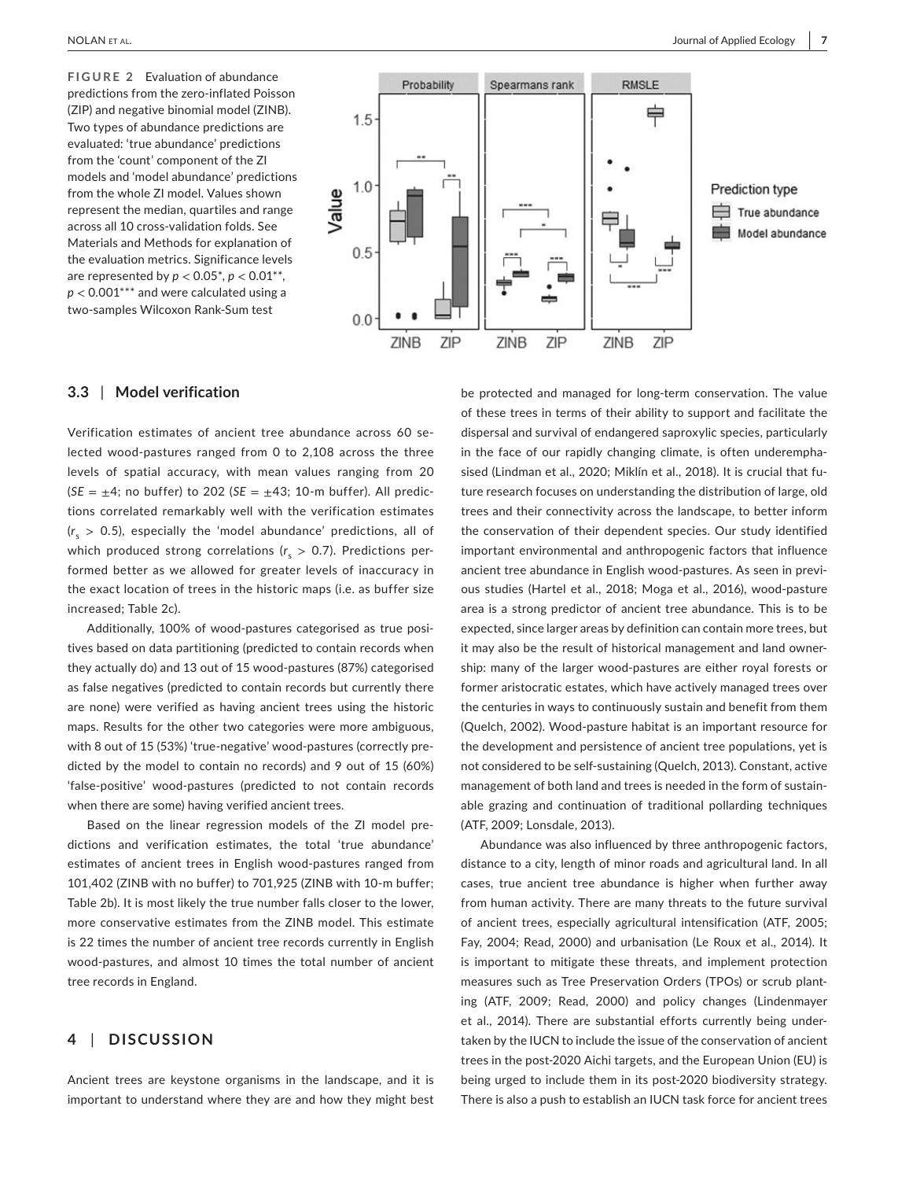**FIGURE 2** Evaluation of abundance predictions from the zero-inflated Poisson (ZIP) and negative binomial model (ZINB). Two types of abundance predictions are evaluated: 'true abundance' predictions from the 'count' component of the ZI models and 'model abundance' predictions from the whole ZI model. Values shown represent the median, quartiles and range across all 10 cross-validation folds. See Materials and Methods for explanation of the evaluation metrics. Significance levels are represented by $p < 0.05$*, $p < 0.01$**, $p < 0.001$*** and were calculated using a two-samples Wilcoxon Rank-Sum test

### 3.3 | Model verification

Verification estimates of ancient tree abundance across 60 selected wood-pastures ranged from 0 to 2,108 across the three levels of spatial accuracy, with mean values ranging from 20 ($SE = \pm4$; no buffer) to 202 ($SE = \pm43$; 10-m buffer). All predictions correlated remarkably well with the verification estimates ($r_s > 0.5$), especially the 'model abundance' predictions, all of which produced strong correlations ($r_s > 0.7$). Predictions performed better as we allowed for greater levels of inaccuracy in the exact location of trees in the historic maps (i.e. as buffer size increased; Table 2c).

Additionally, 100% of wood-pastures categorised as true positives based on data partitioning (predicted to contain records when they actually do) and 13 out of 15 wood-pastures (87%) categorised as false negatives (predicted to contain records but currently there are none) were verified as having ancient trees using the historic maps. Results for the other two categories were more ambiguous, with 8 out of 15 (53%) 'true-negative' wood-pastures (correctly predicted by the model to contain no records) and 9 out of 15 (60%) 'false-positive' wood-pastures (predicted to not contain records when there are some) having verified ancient trees.

Based on the linear regression models of the ZI model predictions and verification estimates, the total 'true abundance' estimates of ancient trees in English wood-pastures ranged from 101,402 (ZINB with no buffer) to 701,925 (ZINB with 10-m buffer; Table 2b). It is most likely the true number falls closer to the lower, more conservative estimates from the ZINB model. This estimate is 22 times the number of ancient tree records currently in English wood-pastures, and almost 10 times the total number of ancient tree records in England.

## 4 | DISCUSSION

Ancient trees are keystone organisms in the landscape, and it is important to understand where they are and how they might best be protected and managed for long-term conservation. The value of these trees in terms of their ability to support and facilitate the dispersal and survival of endangered saproxylic species, particularly in the face of our rapidly changing climate, is often underemphasised (Lindman et al., 2020; Miklín et al., 2018). It is crucial that future research focuses on understanding the distribution of large, old trees and their connectivity across the landscape, to better inform the conservation of their dependent species. Our study identified important environmental and anthropogenic factors that influence ancient tree abundance in English wood-pastures. As seen in previous studies (Hartel et al., 2018; Moga et al., 2016), wood-pasture area is a strong predictor of ancient tree abundance. This is to be expected, since larger areas by definition can contain more trees, but it may also be the result of historical management and land ownership: many of the larger wood-pastures are either royal forests or former aristocratic estates, which have actively managed trees over the centuries in ways to continuously sustain and benefit from them (Quelch, 2002). Wood-pasture habitat is an important resource for the development and persistence of ancient tree populations, yet is not considered to be self-sustaining (Quelch, 2013). Constant, active management of both land and trees is needed in the form of sustainable grazing and continuation of traditional pollarding techniques (ATF, 2009; Lonsdale, 2013).

Abundance was also influenced by three anthropogenic factors, distance to a city, length of minor roads and agricultural land. In all cases, true ancient tree abundance is higher when further away from human activity. There are many threats to the future survival of ancient trees, especially agricultural intensification (ATF, 2005; Fay, 2004; Read, 2000) and urbanisation (Le Roux et al., 2014). It is important to mitigate these threats, and implement protection measures such as Tree Preservation Orders (TPOs) or scrub planting (ATF, 2009; Read, 2000) and policy changes (Lindenmayer et al., 2014). There are substantial efforts currently being undertaken by the IUCN to include the issue of the conservation of ancient trees in the post-2020 Aichi targets, and the European Union (EU) is being urged to include them in its post-2020 biodiversity strategy. There is also a push to establish an IUCN task force for ancient trees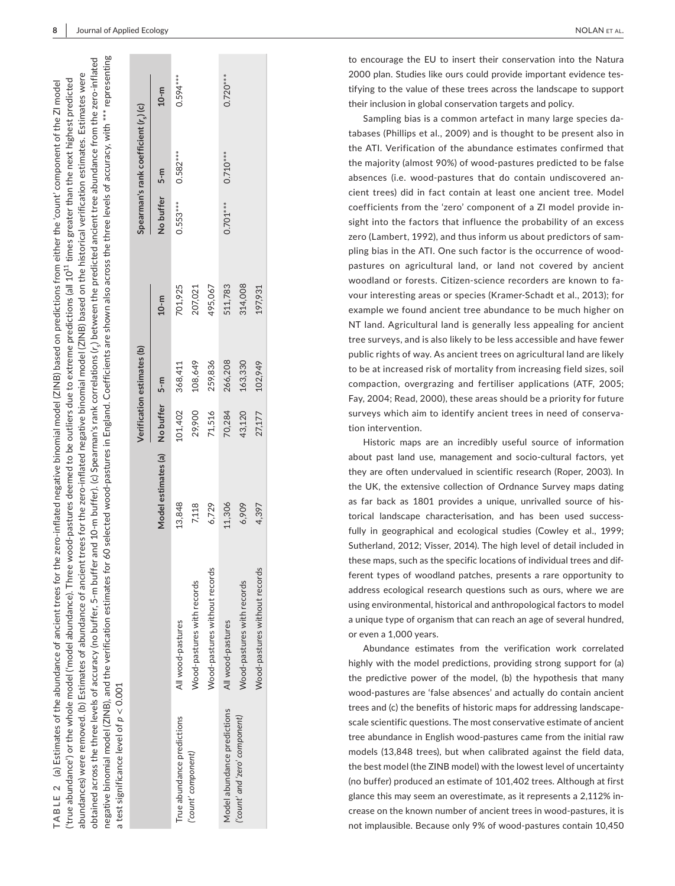**TABLE 2** (a) Estimates of the abundance of ancient trees for the zero-inflated negative binomial model (ZINB) based on predictions from either the 'count' component of the ZI model ('true abundance') or the whole model ('model abundance). Three wood-pastures deemed to be outliers due to extreme predictions (all $10^{11}$ times greater than the next highest predicted abundances) were removed. (b) Estimates of abundance of ancient trees for the zero-inflated negative binomial model (ZINB) based on the historical verification estimates. Estimates were obtained across the three levels of accuracy (no buffer, 5-m buffer and 10-m buffer). (c) Spearman's rank correlations ($r_s$) between the predicted ancient tree abundance from the zero-inflated negative binomial model (ZINB), and the verification estimates for 60 selected wood-pastures in England. Coefficients are shown also across the three levels of accuracy, with *** representing a test significance level of $p < 0.001$

| | | Model estimates (a) | Verification estimates (b) | | | Spearman's rank coefficient ($r_s$) (c) | | |
|---|---|---|---|---|---|---|---|---|
| | | | No buffer | 5-m | 10-m | No buffer | 5-m | 10-m |
| True abundance predictions ('count' component) | All wood-pastures | 13,848 | 101,402 | 368,411 | 701,925 | 0.553*** | 0.582*** | 0.594*** |
| | Wood-pastures with records | 7,118 | 29,900 | 108,649 | 207,021 | | | |
| | Wood-pastures without records | 6,729 | 71,516 | 259,836 | 495,067 | | | |
| Model abundance predictions ('count' and 'zero' component) | All wood-pastures | 11,306 | 70,284 | 266,208 | 511,783 | 0.701*** | 0.710*** | 0.720*** |
| | Wood-pastures with records | 6,909 | 43,120 | 163,330 | 314,008 | | | |
| | Wood-pastures without records | 4,397 | 27,177 | 102,949 | 197,931 | | | |

to encourage the EU to insert their conservation into the Natura 2000 plan. Studies like ours could provide important evidence testifying to the value of these trees across the landscape to support their inclusion in global conservation targets and policy.

Sampling bias is a common artefact in many large species databases (Phillips et al., 2009) and is thought to be present also in the ATI. Verification of the abundance estimates confirmed that the majority (almost 90%) of wood-pastures predicted to be false absences (i.e. wood-pastures that do contain undiscovered ancient trees) did in fact contain at least one ancient tree. Model coefficients from the 'zero' component of a ZI model provide insight into the factors that influence the probability of an excess zero (Lambert, 1992), and thus inform us about predictors of sampling bias in the ATI. One such factor is the occurrence of wood-pastures on agricultural land, or land not covered by ancient woodland or forests. Citizen-science recorders are known to favour interesting areas or species (Kramer-Schadt et al., 2013); for example we found ancient tree abundance to be much higher on NT land. Agricultural land is generally less appealing for ancient tree surveys, and is also likely to be less accessible and have fewer public rights of way. As ancient trees on agricultural land are likely to be at increased risk of mortality from increasing field sizes, soil compaction, overgrazing and fertiliser applications (ATF, 2005; Fay, 2004; Read, 2000), these areas should be a priority for future surveys which aim to identify ancient trees in need of conservation intervention.

Historic maps are an incredibly useful source of information about past land use, management and socio-cultural factors, yet they are often undervalued in scientific research (Roper, 2003). In the UK, the extensive collection of Ordnance Survey maps dating as far back as 1801 provides a unique, unrivalled source of historical landscape characterisation, and has been used successfully in geographical and ecological studies (Cowley et al., 1999; Sutherland, 2012; Visser, 2014). The high level of detail included in these maps, such as the specific locations of individual trees and different types of woodland patches, presents a rare opportunity to address ecological research questions such as ours, where we are using environmental, historical and anthropological factors to model a unique type of organism that can reach an age of several hundred, or even a 1,000 years.

Abundance estimates from the verification work correlated highly with the model predictions, providing strong support for (a) the predictive power of the model, (b) the hypothesis that many wood-pastures are 'false absences' and actually do contain ancient trees and (c) the benefits of historic maps for addressing landscape-scale scientific questions. The most conservative estimate of ancient tree abundance in English wood-pastures came from the initial raw models (13,848 trees), but when calibrated against the field data, the best model (the ZINB model) with the lowest level of uncertainty (no buffer) produced an estimate of 101,402 trees. Although at first glance this may seem an overestimate, as it represents a 2,112% increase on the known number of ancient trees in wood-pastures, it is not implausible. Because only 9% of wood-pastures contain 10,450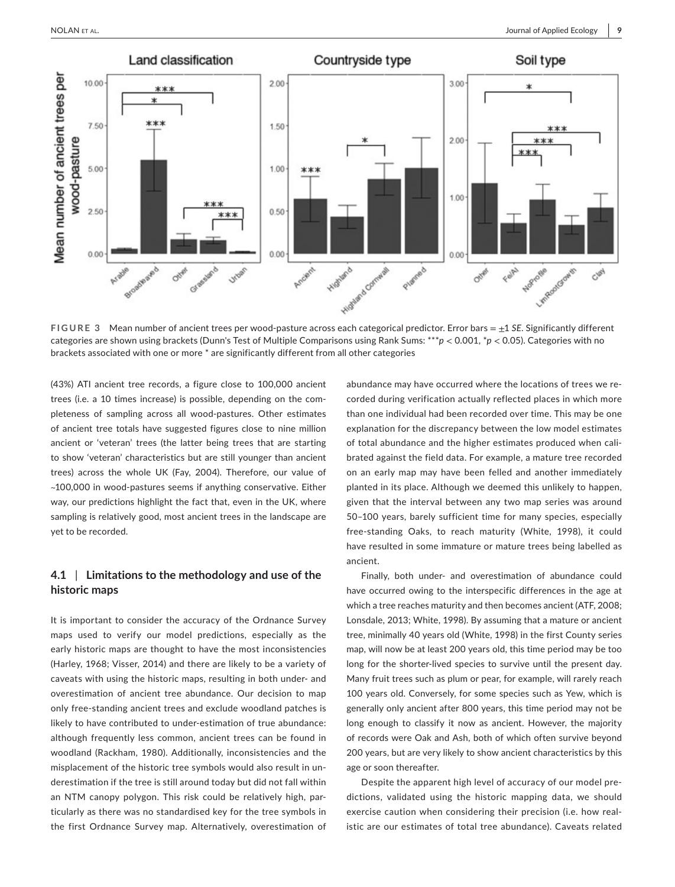**FIGURE 3** Mean number of ancient trees per wood-pasture across each categorical predictor. Error bars = ±1 *SE*. Significantly different categories are shown using brackets (Dunn's Test of Multiple Comparisons using Rank Sums: ***$p < 0.001$, *$p < 0.05$). Categories with no brackets associated with one or more * are significantly different from all other categories

(43%) ATI ancient tree records, a figure close to 100,000 ancient trees (i.e. a 10 times increase) is possible, depending on the completeness of sampling across all wood-pastures. Other estimates of ancient tree totals have suggested figures close to nine million ancient or 'veteran' trees (the latter being trees that are starting to show 'veteran' characteristics but are still younger than ancient trees) across the whole UK (Fay, 2004). Therefore, our value of ~100,000 in wood-pastures seems if anything conservative. Either way, our predictions highlight the fact that, even in the UK, where sampling is relatively good, most ancient trees in the landscape are yet to be recorded.

### 4.1 | Limitations to the methodology and use of the historic maps

It is important to consider the accuracy of the Ordnance Survey maps used to verify our model predictions, especially as the early historic maps are thought to have the most inconsistencies (Harley, 1968; Visser, 2014) and there are likely to be a variety of caveats with using the historic maps, resulting in both under- and overestimation of ancient tree abundance. Our decision to map only free-standing ancient trees and exclude woodland patches is likely to have contributed to under-estimation of true abundance: although frequently less common, ancient trees can be found in woodland (Rackham, 1980). Additionally, inconsistencies and the misplacement of the historic tree symbols would also result in underestimation if the tree is still around today but did not fall within an NTM canopy polygon. This risk could be relatively high, particularly as there was no standardised key for the tree symbols in the first Ordnance Survey map. Alternatively, overestimation of abundance may have occurred where the locations of trees we recorded during verification actually reflected places in which more than one individual had been recorded over time. This may be one explanation for the discrepancy between the low model estimates of total abundance and the higher estimates produced when calibrated against the field data. For example, a mature tree recorded on an early map may have been felled and another immediately planted in its place. Although we deemed this unlikely to happen, given that the interval between any two map series was around 50–100 years, barely sufficient time for many species, especially free-standing Oaks, to reach maturity (White, 1998), it could have resulted in some immature or mature trees being labelled as ancient.

Finally, both under- and overestimation of abundance could have occurred owing to the interspecific differences in the age at which a tree reaches maturity and then becomes ancient (ATF, 2008; Lonsdale, 2013; White, 1998). By assuming that a mature or ancient tree, minimally 40 years old (White, 1998) in the first County series map, will now be at least 200 years old, this time period may be too long for the shorter-lived species to survive until the present day. Many fruit trees such as plum or pear, for example, will rarely reach 100 years old. Conversely, for some species such as Yew, which is generally only ancient after 800 years, this time period may not be long enough to classify it now as ancient. However, the majority of records were Oak and Ash, both of which often survive beyond 200 years, but are very likely to show ancient characteristics by this age or soon thereafter.

Despite the apparent high level of accuracy of our model predictions, validated using the historic mapping data, we should exercise caution when considering their precision (i.e. how realistic are our estimates of total tree abundance). Caveats related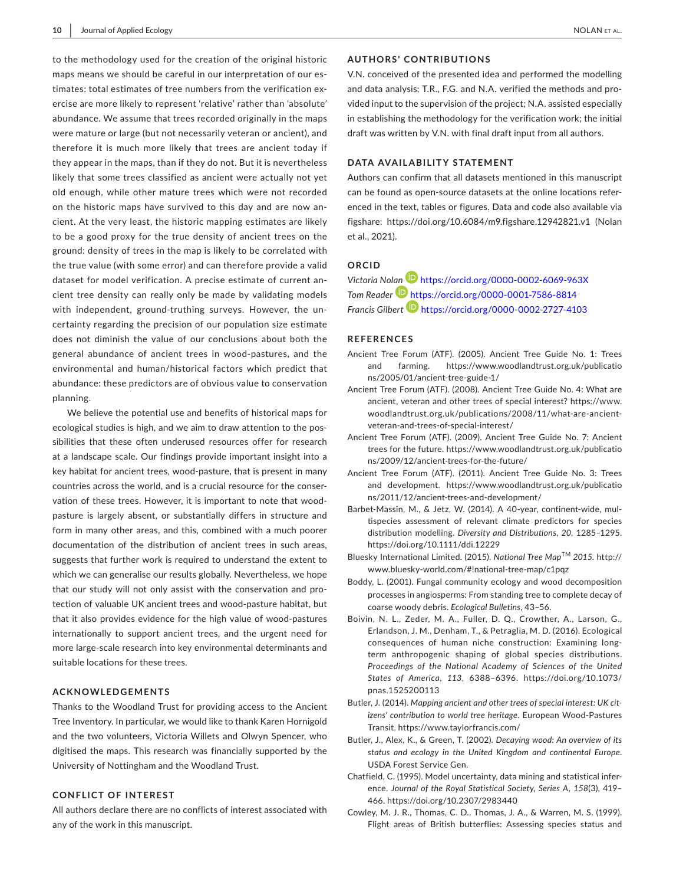to the methodology used for the creation of the original historic maps means we should be careful in our interpretation of our estimates: total estimates of tree numbers from the verification exercise are more likely to represent 'relative' rather than 'absolute' abundance. We assume that trees recorded originally in the maps were mature or large (but not necessarily veteran or ancient), and therefore it is much more likely that trees are ancient today if they appear in the maps, than if they do not. But it is nevertheless likely that some trees classified as ancient were actually not yet old enough, while other mature trees which were not recorded on the historic maps have survived to this day and are now ancient. At the very least, the historic mapping estimates are likely to be a good proxy for the true density of ancient trees on the ground: density of trees in the map is likely to be correlated with the true value (with some error) and can therefore provide a valid dataset for model verification. A precise estimate of current ancient tree density can really only be made by validating models with independent, ground-truthing surveys. However, the uncertainty regarding the precision of our population size estimate does not diminish the value of our conclusions about both the general abundance of ancient trees in wood-pastures, and the environmental and human/historical factors which predict that abundance: these predictors are of obvious value to conservation planning.

We believe the potential use and benefits of historical maps for ecological studies is high, and we aim to draw attention to the possibilities that these often underused resources offer for research at a landscape scale. Our findings provide important insight into a key habitat for ancient trees, wood-pasture, that is present in many countries across the world, and is a crucial resource for the conservation of these trees. However, it is important to note that wood-pasture is largely absent, or substantially differs in structure and form in many other areas, and this, combined with a much poorer documentation of the distribution of ancient trees in such areas, suggests that further work is required to understand the extent to which we can generalise our results globally. Nevertheless, we hope that our study will not only assist with the conservation and protection of valuable UK ancient trees and wood-pasture habitat, but that it also provides evidence for the high value of wood-pastures internationally to support ancient trees, and the urgent need for more large-scale research into key environmental determinants and suitable locations for these trees.

## ACKNOWLEDGEMENTS

Thanks to the Woodland Trust for providing access to the Ancient Tree Inventory. In particular, we would like to thank Karen Hornigold and the two volunteers, Victoria Willets and Olwyn Spencer, who digitised the maps. This research was financially supported by the University of Nottingham and the Woodland Trust.

## CONFLICT OF INTEREST

All authors declare there are no conflicts of interest associated with any of the work in this manuscript.

## AUTHORS' CONTRIBUTIONS

V.N. conceived of the presented idea and performed the modelling and data analysis; T.R., F.G. and N.A. verified the methods and provided input to the supervision of the project; N.A. assisted especially in establishing the methodology for the verification work; the initial draft was written by V.N. with final draft input from all authors.

## DATA AVAILABILITY STATEMENT

Authors can confirm that all datasets mentioned in this manuscript can be found as open-source datasets at the online locations referenced in the text, tables or figures. Data and code also available via figshare: https://doi.org/10.6084/m9.figshare.12942821.v1 (Nolan et al., 2021).

## ORCID

*Victoria Nolan* https://orcid.org/0000-0002-6069-963X
*Tom Reader* https://orcid.org/0000-0001-7586-8814
*Francis Gilbert* https://orcid.org/0000-0002-2727-4103

## REFERENCES

Ancient Tree Forum (ATF). (2005). Ancient Tree Guide No. 1: Trees and farming. https://www.woodlandtrust.org.uk/publications/2005/01/ancient-tree-guide-1/

Ancient Tree Forum (ATF). (2008). Ancient Tree Guide No. 4: What are ancient, veteran and other trees of special interest? https://www.woodlandtrust.org.uk/publications/2008/11/what-are-ancient-veteran-and-trees-of-special-interest/

Ancient Tree Forum (ATF). (2009). Ancient Tree Guide No. 7: Ancient trees for the future. https://www.woodlandtrust.org.uk/publications/2009/12/ancient-trees-for-the-future/

Ancient Tree Forum (ATF). (2011). Ancient Tree Guide No. 3: Trees and development. https://www.woodlandtrust.org.uk/publications/2011/12/ancient-trees-and-development/

Barbet-Massin, M., & Jetz, W. (2014). A 40-year, continent-wide, multispecies assessment of relevant climate predictors for species distribution modelling. *Diversity and Distributions*, *20*, 1285–1295. https://doi.org/10.1111/ddi.12229

Bluesky International Limited. (2015). *National Tree Map™ 2015*. http://www.bluesky-world.com/#!national-tree-map/c1pqz

Boddy, L. (2001). Fungal community ecology and wood decomposition processes in angiosperms: From standing tree to complete decay of coarse woody debris. *Ecological Bulletins*, 43–56.

Boivin, N. L., Zeder, M. A., Fuller, D. Q., Crowther, A., Larson, G., Erlandson, J. M., Denham, T., & Petraglia, M. D. (2016). Ecological consequences of human niche construction: Examining long-term anthropogenic shaping of global species distributions. *Proceedings of the National Academy of Sciences of the United States of America*, *113*, 6388–6396. https://doi.org/10.1073/pnas.1525200113

Butler, J. (2014). *Mapping ancient and other trees of special interest: UK citizens' contribution to world tree heritage*. European Wood-Pastures Transit. https://www.taylorfrancis.com/

Butler, J., Alex, K., & Green, T. (2002). *Decaying wood: An overview of its status and ecology in the United Kingdom and continental Europe*. USDA Forest Service Gen.

Chatfield, C. (1995). Model uncertainty, data mining and statistical inference. *Journal of the Royal Statistical Society, Series A*, *158*(3), 419–466. https://doi.org/10.2307/2983440

Cowley, M. J. R., Thomas, C. D., Thomas, J. A., & Warren, M. S. (1999). Flight areas of British butterflies: Assessing species status and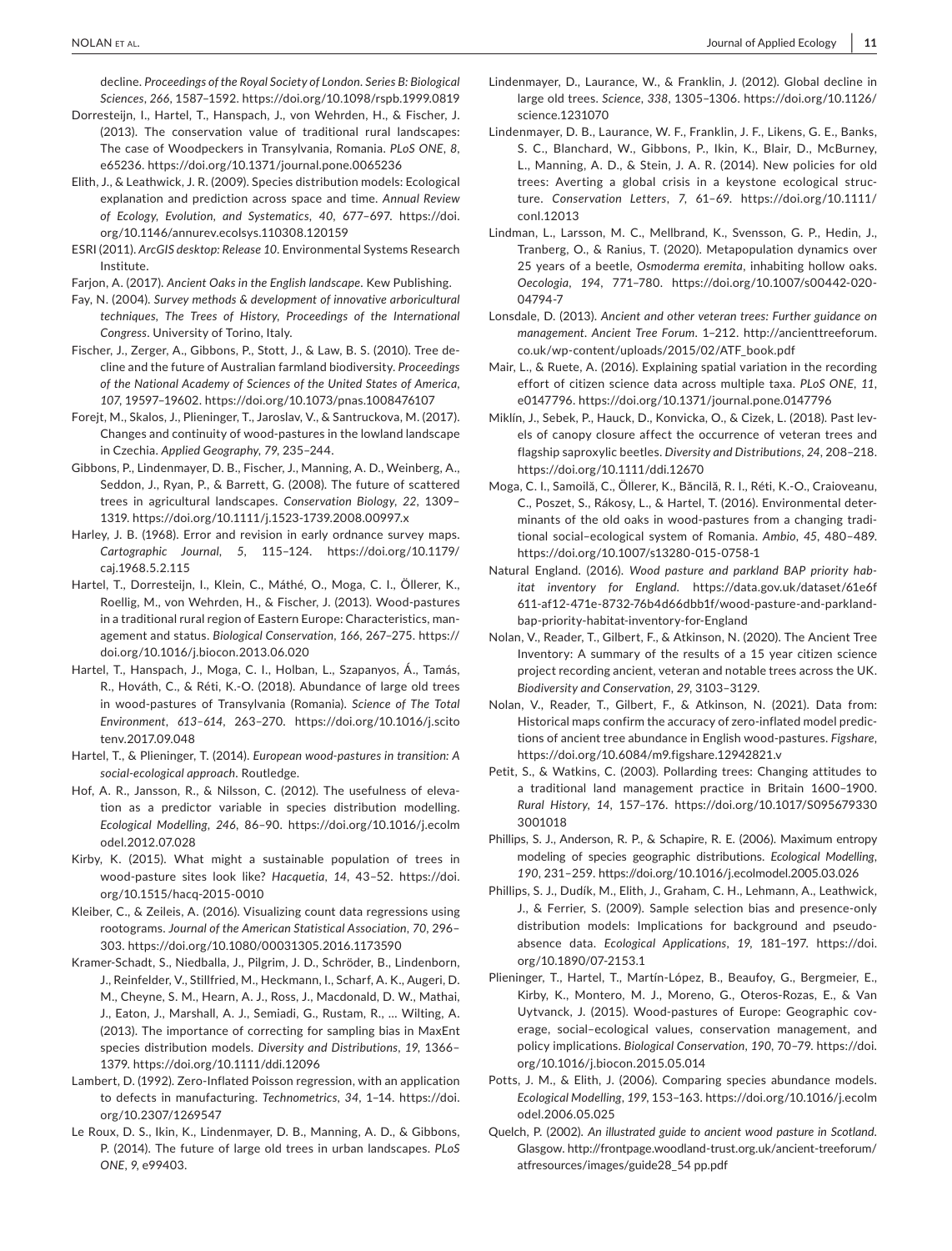decline. *Proceedings of the Royal Society of London. Series B: Biological Sciences*, *266*, 1587–1592. https://doi.org/10.1098/rspb.1999.0819

Dorresteijn, I., Hartel, T., Hanspach, J., von Wehrden, H., & Fischer, J. (2013). The conservation value of traditional rural landscapes: The case of Woodpeckers in Transylvania, Romania. *PLoS ONE*, *8*, e65236. https://doi.org/10.1371/journal.pone.0065236

Elith, J., & Leathwick, J. R. (2009). Species distribution models: Ecological explanation and prediction across space and time. *Annual Review of Ecology, Evolution, and Systematics*, *40*, 677–697. https://doi.org/10.1146/annurev.ecolsys.110308.120159

ESRI (2011). *ArcGIS desktop: Release 10*. Environmental Systems Research Institute.

Farjon, A. (2017). *Ancient Oaks in the English landscape*. Kew Publishing.

Fay, N. (2004). *Survey methods & development of innovative arboricultural techniques, The Trees of History, Proceedings of the International Congress*. University of Torino, Italy.

Fischer, J., Zerger, A., Gibbons, P., Stott, J., & Law, B. S. (2010). Tree decline and the future of Australian farmland biodiversity. *Proceedings of the National Academy of Sciences of the United States of America*, *107*, 19597–19602. https://doi.org/10.1073/pnas.1008476107

Forejt, M., Skalos, J., Plieninger, T., Jaroslav, V., & Santruckova, M. (2017). Changes and continuity of wood-pastures in the lowland landscape in Czechia. *Applied Geography*, *79*, 235–244.

Gibbons, P., Lindenmayer, D. B., Fischer, J., Manning, A. D., Weinberg, A., Seddon, J., Ryan, P., & Barrett, G. (2008). The future of scattered trees in agricultural landscapes. *Conservation Biology*, *22*, 1309–1319. https://doi.org/10.1111/j.1523-1739.2008.00997.x

Harley, J. B. (1968). Error and revision in early ordnance survey maps. *Cartographic Journal*, *5*, 115–124. https://doi.org/10.1179/caj.1968.5.2.115

Hartel, T., Dorresteijn, I., Klein, C., Máthé, O., Moga, C. I., Öllerer, K., Roellig, M., von Wehrden, H., & Fischer, J. (2013). Wood-pastures in a traditional rural region of Eastern Europe: Characteristics, management and status. *Biological Conservation*, *166*, 267–275. https://doi.org/10.1016/j.biocon.2013.06.020

Hartel, T., Hanspach, J., Moga, C. I., Holban, L., Szapanyos, Á., Tamás, R., Hováth, C., & Réti, K.-O. (2018). Abundance of large old trees in wood-pastures of Transylvania (Romania). *Science of The Total Environment*, *613–614*, 263–270. https://doi.org/10.1016/j.scitotenv.2017.09.048

Hartel, T., & Plieninger, T. (2014). *European wood-pastures in transition: A social-ecological approach*. Routledge.

Hof, A. R., Jansson, R., & Nilsson, C. (2012). The usefulness of elevation as a predictor variable in species distribution modelling. *Ecological Modelling*, *246*, 86–90. https://doi.org/10.1016/j.ecolmodel.2012.07.028

Kirby, K. (2015). What might a sustainable population of trees in wood-pasture sites look like? *Hacquetia*, *14*, 43–52. https://doi.org/10.1515/hacq-2015-0010

Kleiber, C., & Zeileis, A. (2016). Visualizing count data regressions using rootograms. *Journal of the American Statistical Association*, *70*, 296–303. https://doi.org/10.1080/00031305.2016.1173590

Kramer-Schadt, S., Niedballa, J., Pilgrim, J. D., Schröder, B., Lindenborn, J., Reinfelder, V., Stillfried, M., Heckmann, I., Scharf, A. K., Augeri, D. M., Cheyne, S. M., Hearn, A. J., Ross, J., Macdonald, D. W., Mathai, J., Eaton, J., Marshall, A. J., Semiadi, G., Rustam, R., … Wilting, A. (2013). The importance of correcting for sampling bias in MaxEnt species distribution models. *Diversity and Distributions*, *19*, 1366–1379. https://doi.org/10.1111/ddi.12096

Lambert, D. (1992). Zero-Inflated Poisson regression, with an application to defects in manufacturing. *Technometrics*, *34*, 1–14. https://doi.org/10.2307/1269547

Le Roux, D. S., Ikin, K., Lindenmayer, D. B., Manning, A. D., & Gibbons, P. (2014). The future of large old trees in urban landscapes. *PLoS ONE*, *9*, e99403.

Lindenmayer, D., Laurance, W., & Franklin, J. (2012). Global decline in large old trees. *Science*, *338*, 1305–1306. https://doi.org/10.1126/science.1231070

Lindenmayer, D. B., Laurance, W. F., Franklin, J. F., Likens, G. E., Banks, S. C., Blanchard, W., Gibbons, P., Ikin, K., Blair, D., McBurney, L., Manning, A. D., & Stein, J. A. R. (2014). New policies for old trees: Averting a global crisis in a keystone ecological structure. *Conservation Letters*, *7*, 61–69. https://doi.org/10.1111/conl.12013

Lindman, L., Larsson, M. C., Mellbrand, K., Svensson, G. P., Hedin, J., Tranberg, O., & Ranius, T. (2020). Metapopulation dynamics over 25 years of a beetle, *Osmoderma eremita*, inhabiting hollow oaks. *Oecologia*, *194*, 771–780. https://doi.org/10.1007/s00442-020-04794-7

Lonsdale, D. (2013). *Ancient and other veteran trees: Further guidance on management*. *Ancient Tree Forum*. 1–212. http://ancienttreeforum.co.uk/wp-content/uploads/2015/02/ATF_book.pdf

Mair, L., & Ruete, A. (2016). Explaining spatial variation in the recording effort of citizen science data across multiple taxa. *PLoS ONE*, *11*, e0147796. https://doi.org/10.1371/journal.pone.0147796

Miklín, J., Sebek, P., Hauck, D., Konvicka, O., & Cizek, L. (2018). Past levels of canopy closure affect the occurrence of veteran trees and flagship saproxylic beetles. *Diversity and Distributions*, *24*, 208–218. https://doi.org/10.1111/ddi.12670

Moga, C. I., Samoilă, C., Öllerer, K., Băncilă, R. I., Réti, K.-O., Craioveanu, C., Poszet, S., Rákosy, L., & Hartel, T. (2016). Environmental determinants of the old oaks in wood-pastures from a changing traditional social–ecological system of Romania. *Ambio*, *45*, 480–489. https://doi.org/10.1007/s13280-015-0758-1

Natural England. (2016). *Wood pasture and parkland BAP priority habitat inventory for England*. https://data.gov.uk/dataset/61e6f611-af12-471e-8732-76b4d66dbb1f/wood-pasture-and-parkland-bap-priority-habitat-inventory-for-England

Nolan, V., Reader, T., Gilbert, F., & Atkinson, N. (2020). The Ancient Tree Inventory: A summary of the results of a 15 year citizen science project recording ancient, veteran and notable trees across the UK. *Biodiversity and Conservation*, *29*, 3103–3129.

Nolan, V., Reader, T., Gilbert, F., & Atkinson, N. (2021). Data from: Historical maps confirm the accuracy of zero-inflated model predictions of ancient tree abundance in English wood-pastures. *Figshare*, https://doi.org/10.6084/m9.figshare.12942821.v

Petit, S., & Watkins, C. (2003). Pollarding trees: Changing attitudes to a traditional land management practice in Britain 1600–1900. *Rural History*, *14*, 157–176. https://doi.org/10.1017/S0956793303001018

Phillips, S. J., Anderson, R. P., & Schapire, R. E. (2006). Maximum entropy modeling of species geographic distributions. *Ecological Modelling*, *190*, 231–259. https://doi.org/10.1016/j.ecolmodel.2005.03.026

Phillips, S. J., Dudík, M., Elith, J., Graham, C. H., Lehmann, A., Leathwick, J., & Ferrier, S. (2009). Sample selection bias and presence-only distribution models: Implications for background and pseudo-absence data. *Ecological Applications*, *19*, 181–197. https://doi.org/10.1890/07-2153.1

Plieninger, T., Hartel, T., Martín-López, B., Beaufoy, G., Bergmeier, E., Kirby, K., Montero, M. J., Moreno, G., Oteros-Rozas, E., & Van Uytvanck, J. (2015). Wood-pastures of Europe: Geographic coverage, social–ecological values, conservation management, and policy implications. *Biological Conservation*, *190*, 70–79. https://doi.org/10.1016/j.biocon.2015.05.014

Potts, J. M., & Elith, J. (2006). Comparing species abundance models. *Ecological Modelling*, *199*, 153–163. https://doi.org/10.1016/j.ecolmodel.2006.05.025

Quelch, P. (2002). *An illustrated guide to ancient wood pasture in Scotland*. Glasgow. http://frontpage.woodland-trust.org.uk/ancient-treeforum/atfresources/images/guide28_54 pp.pdf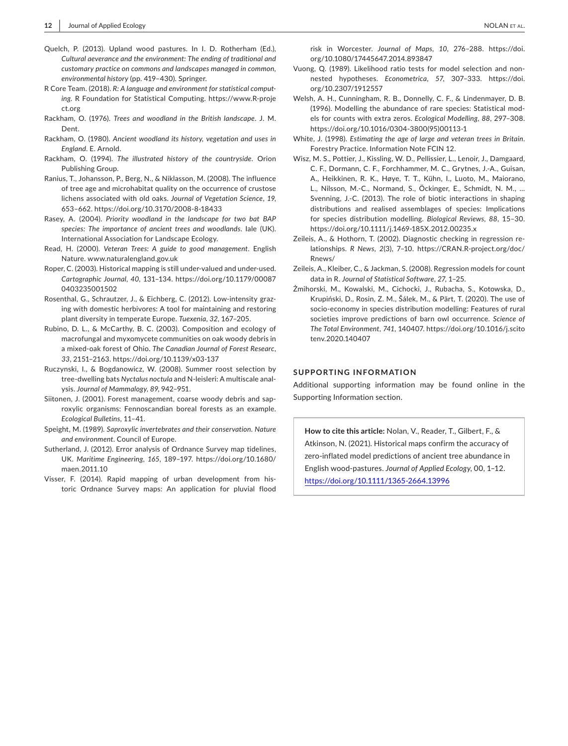Quelch, P. (2013). Upland wood pastures. In I. D. Rotherham (Ed.), *Cultural aeverance and the environment: The ending of traditional and customary practice on commons and landscapes managed in common, environmental history* (pp. 419–430). Springer.

R Core Team. (2018). *R: A language and environment for statistical computing*. R Foundation for Statistical Computing. https://www.R-project.org

Rackham, O. (1976). *Trees and woodland in the British landscape*. J. M. Dent.

Rackham, O. (1980). *Ancient woodland its history, vegetation and uses in England*. E. Arnold.

Rackham, O. (1994). *The illustrated history of the countryside*. Orion Publishing Group.

Ranius, T., Johansson, P., Berg, N., & Niklasson, M. (2008). The influence of tree age and microhabitat quality on the occurrence of crustose lichens associated with old oaks. *Journal of Vegetation Science*, *19*, 653–662. https://doi.org/10.3170/2008-8-18433

Rasey, A. (2004). *Priority woodland in the landscape for two bat BAP species: The importance of ancient trees and woodlands*. Iale (UK). International Association for Landscape Ecology.

Read, H. (2000). *Veteran Trees: A guide to good management*. English Nature. www.naturalengland.gov.uk

Roper, C. (2003). Historical mapping is still under-valued and under-used. *Cartographic Journal*, *40*, 131–134. https://doi.org/10.1179/000870403235001502

Rosenthal, G., Schrautzer, J., & Eichberg, C. (2012). Low-intensity grazing with domestic herbivores: A tool for maintaining and restoring plant diversity in temperate Europe. *Tuexenia*, *32*, 167–205.

Rubino, D. L., & McCarthy, B. C. (2003). Composition and ecology of macrofungal and myxomycete communities on oak woody debris in a mixed-oak forest of Ohio. *The Canadian Journal of Forest Researc*, *33*, 2151–2163. https://doi.org/10.1139/x03-137

Ruczynski, I., & Bogdanowicz, W. (2008). Summer roost selection by tree-dwelling bats *Nyctalus noctula* and N-leisleri: A multiscale analysis. *Journal of Mammalogy*, *89*, 942–951.

Siitonen, J. (2001). Forest management, coarse woody debris and saproxylic organisms: Fennoscandian boreal forests as an example. *Ecological Bulletins*, 11–41.

Speight, M. (1989). *Saproxylic invertebrates and their conservation. Nature and environment*. Council of Europe.

Sutherland, J. (2012). Error analysis of Ordnance Survey map tidelines, UK. *Maritime Engineering*, *165*, 189–197. https://doi.org/10.1680/maen.2011.10

Visser, F. (2014). Rapid mapping of urban development from historic Ordnance Survey maps: An application for pluvial flood risk in Worcester. *Journal of Maps*, *10*, 276–288. https://doi.org/10.1080/17445647.2014.893847

Vuong, Q. (1989). Likelihood ratio tests for model selection and non-nested hypotheses. *Econometrica*, *57*, 307–333. https://doi.org/10.2307/1912557

Welsh, A. H., Cunningham, R. B., Donnelly, C. F., & Lindenmayer, D. B. (1996). Modelling the abundance of rare species: Statistical models for counts with extra zeros. *Ecological Modelling*, *88*, 297–308. https://doi.org/10.1016/0304-3800(95)00113-1

White, J. (1998). *Estimating the age of large and veteran trees in Britain*. Forestry Practice. Information Note FCIN 12.

Wisz, M. S., Pottier, J., Kissling, W. D., Pellissier, L., Lenoir, J., Damgaard, C. F., Dormann, C. F., Forchhammer, M. C., Grytnes, J.-A., Guisan, A., Heikkinen, R. K., Høye, T. T., Kühn, I., Luoto, M., Maiorano, L., Nilsson, M.-C., Normand, S., Öckinger, E., Schmidt, N. M., … Svenning, J.-C. (2013). The role of biotic interactions in shaping distributions and realised assemblages of species: Implications for species distribution modelling. *Biological Reviews*, *88*, 15–30. https://doi.org/10.1111/j.1469-185X.2012.00235.x

Zeileis, A., & Hothorn, T. (2002). Diagnostic checking in regression relationships. *R News*, *2*(3), 7–10. https://CRAN.R-project.org/doc/Rnews/

Zeileis, A., Kleiber, C., & Jackman, S. (2008). Regression models for count data in R. *Journal of Statistical Software*, *27*, 1–25.

Żmihorski, M., Kowalski, M., Cichocki, J., Rubacha, S., Kotowska, D., Krupiński, D., Rosin, Z. M., Šálek, M., & Pärt, T. (2020). The use of socio-economy in species distribution modelling: Features of rural societies improve predictions of barn owl occurrence. *Science of The Total Environment*, *741*, 140407. https://doi.org/10.1016/j.scitotenv.2020.140407

## SUPPORTING INFORMATION

Additional supporting information may be found online in the Supporting Information section.

**How to cite this article:** Nolan, V., Reader, T., Gilbert, F., & Atkinson, N. (2021). Historical maps confirm the accuracy of zero-inflated model predictions of ancient tree abundance in English wood-pastures. *Journal of Applied Ecology*, 00, 1–12. https://doi.org/10.1111/1365-2664.13996